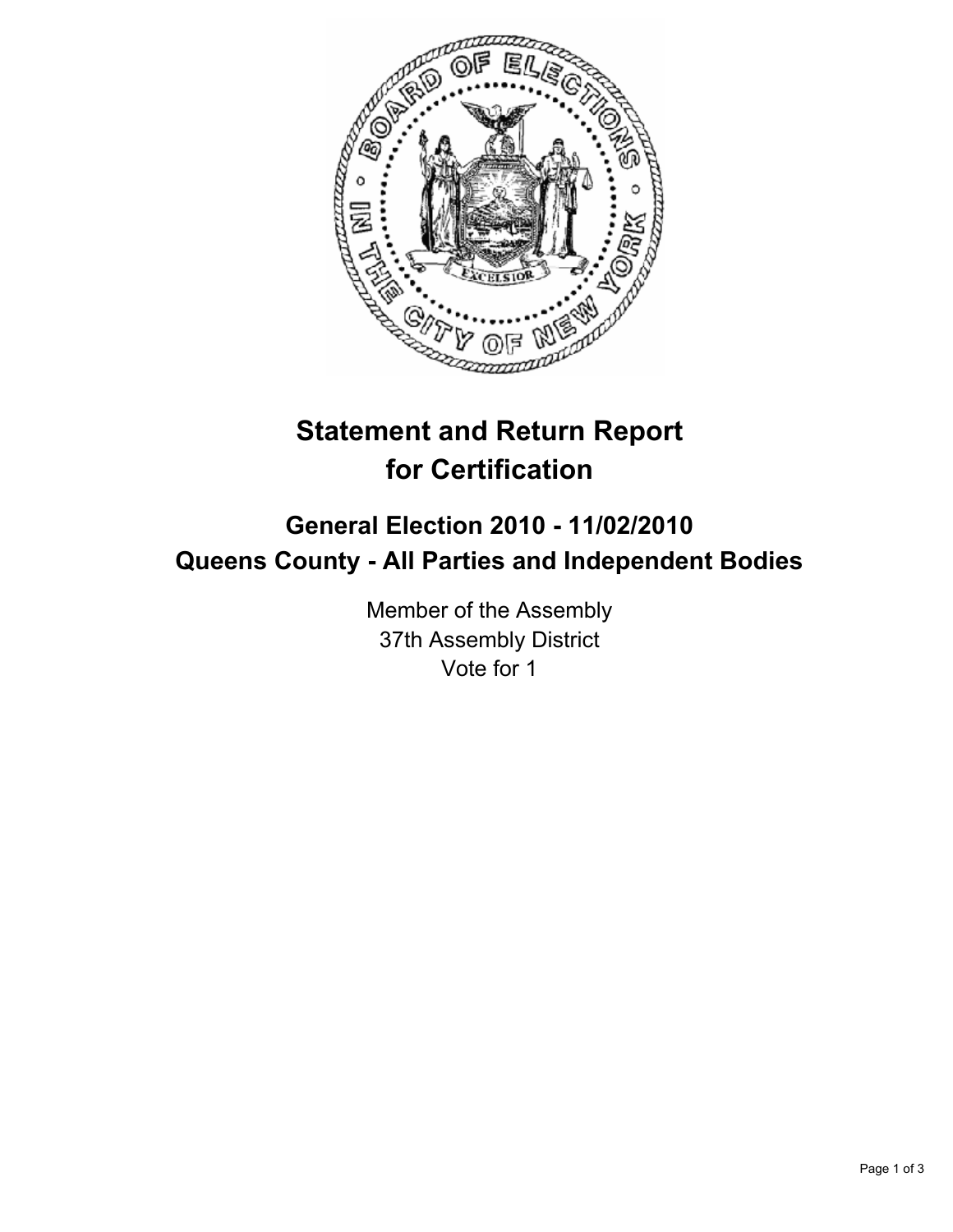# Statement and Return Report for Certification

## General Election 2010 - 11/02/2010
## Queens County - All Parties and Independent Bodies

Member of the Assembly
37th Assembly District
Vote for 1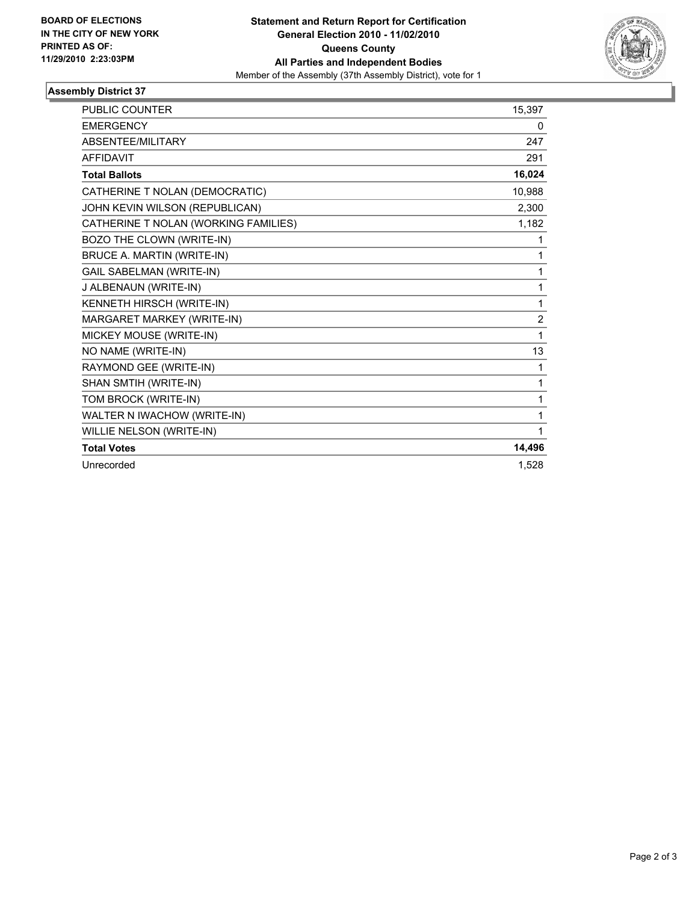**BOARD OF ELECTIONS IN THE CITY OF NEW YORK PRINTED AS OF: 11/29/2010 2:23:03PM**

**Statement and Return Report for Certification**
**General Election 2010 - 11/02/2010**
**Queens County**
**All Parties and Independent Bodies**
Member of the Assembly (37th Assembly District), vote for 1

## Assembly District 37

| | |
|---|---|
| PUBLIC COUNTER | 15,397 |
| EMERGENCY | 0 |
| ABSENTEE/MILITARY | 247 |
| AFFIDAVIT | 291 |
| **Total Ballots** | **16,024** |
| CATHERINE T NOLAN (DEMOCRATIC) | 10,988 |
| JOHN KEVIN WILSON (REPUBLICAN) | 2,300 |
| CATHERINE T NOLAN (WORKING FAMILIES) | 1,182 |
| BOZO THE CLOWN (WRITE-IN) | 1 |
| BRUCE A. MARTIN (WRITE-IN) | 1 |
| GAIL SABELMAN (WRITE-IN) | 1 |
| J ALBENAUN (WRITE-IN) | 1 |
| KENNETH HIRSCH (WRITE-IN) | 1 |
| MARGARET MARKEY (WRITE-IN) | 2 |
| MICKEY MOUSE (WRITE-IN) | 1 |
| NO NAME (WRITE-IN) | 13 |
| RAYMOND GEE (WRITE-IN) | 1 |
| SHAN SMTIH (WRITE-IN) | 1 |
| TOM BROCK (WRITE-IN) | 1 |
| WALTER N IWACHOW (WRITE-IN) | 1 |
| WILLIE NELSON (WRITE-IN) | 1 |
| **Total Votes** | **14,496** |
| Unrecorded | 1,528 |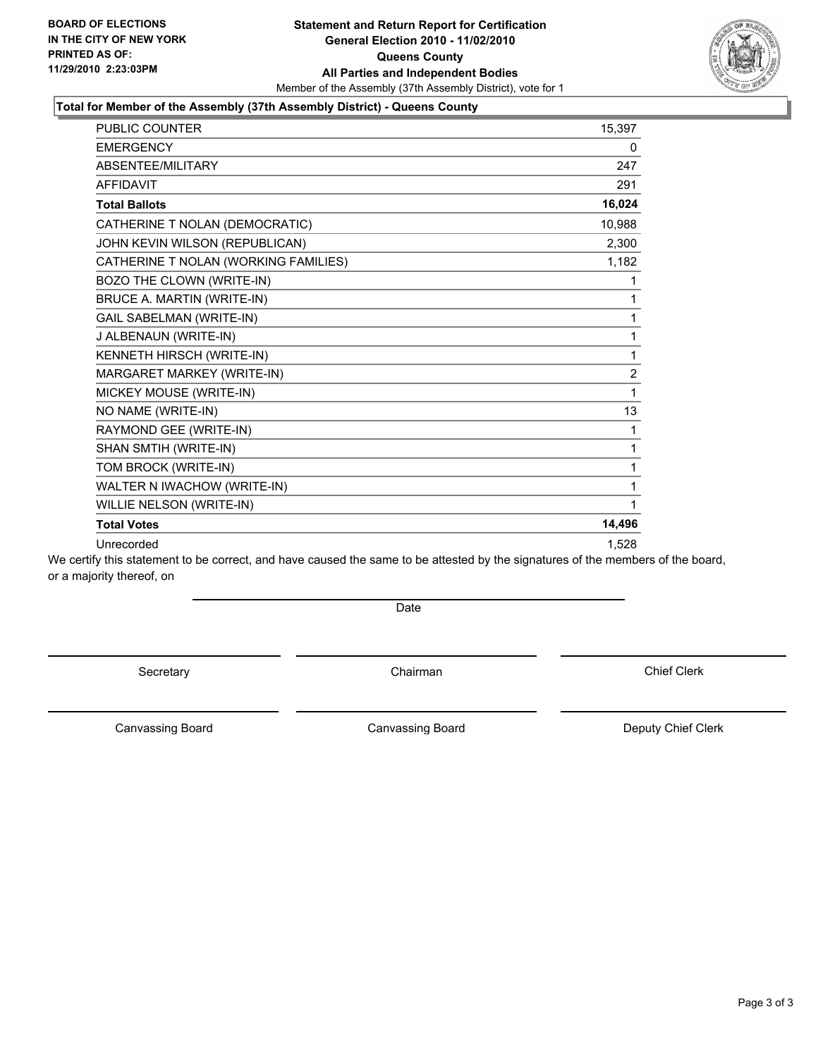**BOARD OF ELECTIONS IN THE CITY OF NEW YORK PRINTED AS OF: 11/29/2010 2:23:03PM**

**Statement and Return Report for Certification**
**General Election 2010 - 11/02/2010**
**Queens County**
**All Parties and Independent Bodies**

Member of the Assembly (37th Assembly District), vote for 1

**Total for Member of the Assembly (37th Assembly District) - Queens County**

| | |
|---|---|
| PUBLIC COUNTER | 15,397 |
| EMERGENCY | 0 |
| ABSENTEE/MILITARY | 247 |
| AFFIDAVIT | 291 |
| **Total Ballots** | **16,024** |
| CATHERINE T NOLAN (DEMOCRATIC) | 10,988 |
| JOHN KEVIN WILSON (REPUBLICAN) | 2,300 |
| CATHERINE T NOLAN (WORKING FAMILIES) | 1,182 |
| BOZO THE CLOWN (WRITE-IN) | 1 |
| BRUCE A. MARTIN (WRITE-IN) | 1 |
| GAIL SABELMAN (WRITE-IN) | 1 |
| J ALBENAUN (WRITE-IN) | 1 |
| KENNETH HIRSCH (WRITE-IN) | 1 |
| MARGARET MARKEY (WRITE-IN) | 2 |
| MICKEY MOUSE (WRITE-IN) | 1 |
| NO NAME (WRITE-IN) | 13 |
| RAYMOND GEE (WRITE-IN) | 1 |
| SHAN SMTIH (WRITE-IN) | 1 |
| TOM BROCK (WRITE-IN) | 1 |
| WALTER N IWACHOW (WRITE-IN) | 1 |
| WILLIE NELSON (WRITE-IN) | 1 |
| **Total Votes** | **14,496** |
| Unrecorded | 1,528 |

We certify this statement to be correct, and have caused the same to be attested by the signatures of the members of the board, or a majority thereof, on

Date

Secretary

Chairman

Chief Clerk

Canvassing Board

Canvassing Board

Deputy Chief Clerk